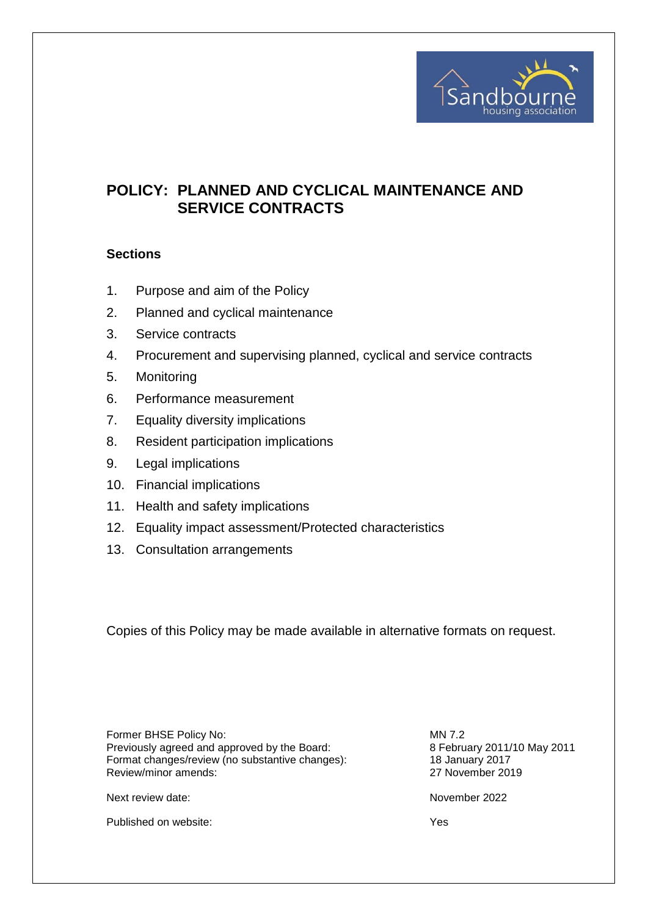# POLICY: PLANNED AND CYCLICAL MAINTENANCE AND SERVICE CONTRACTS

### Sections

1. Purpose and aim of the Policy
2. Planned and cyclical maintenance
3. Service contracts
4. Procurement and supervising planned, cyclical and service contracts
5. Monitoring
6. Performance measurement
7. Equality diversity implications
8. Resident participation implications
9. Legal implications
10. Financial implications
11. Health and safety implications
12. Equality impact assessment/Protected characteristics
13. Consultation arrangements

Copies of this Policy may be made available in alternative formats on request.

| | |
|---|---|
| Former BHSE Policy No: | MN 7.2 |
| Previously agreed and approved by the Board: | 8 February 2011/10 May 2011 |
| Format changes/review (no substantive changes): | 18 January 2017 |
| Review/minor amends: | 27 November 2019 |
| Next review date: | November 2022 |
| Published on website: | Yes |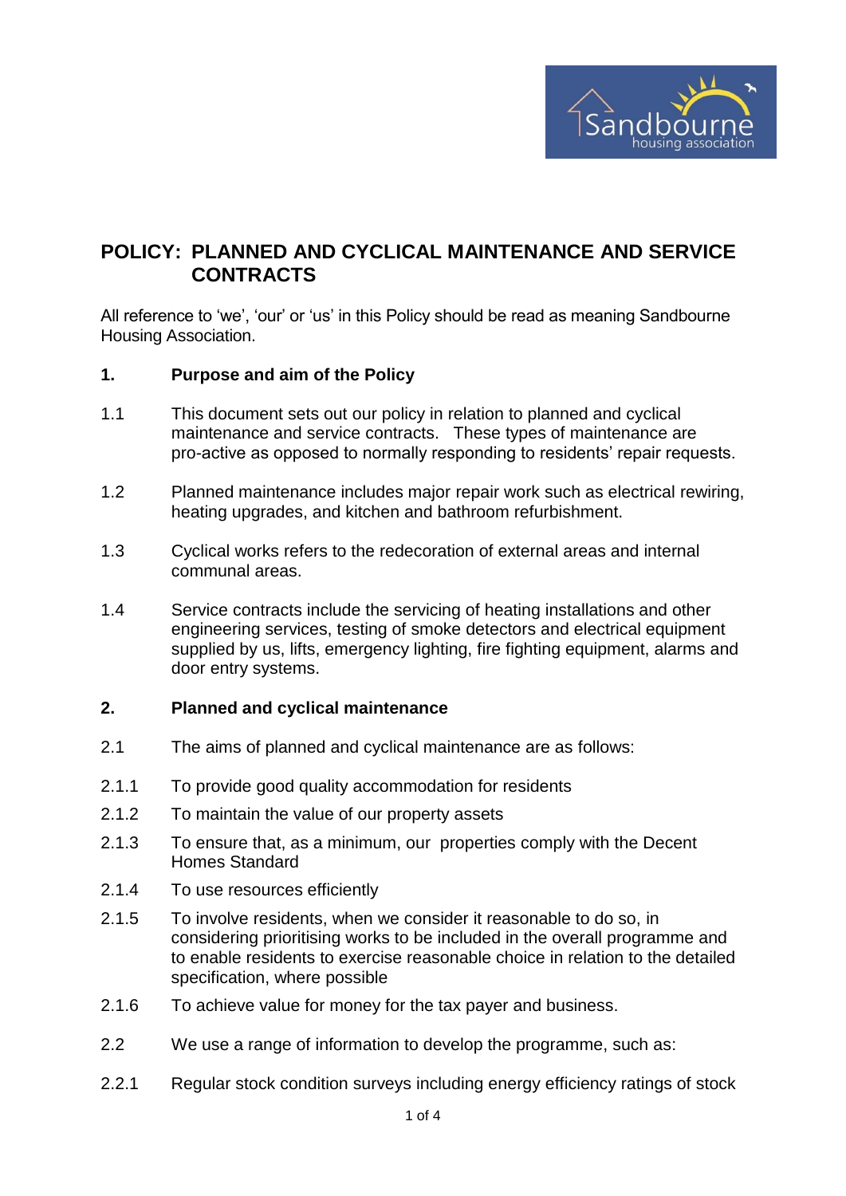# POLICY: PLANNED AND CYCLICAL MAINTENANCE AND SERVICE CONTRACTS

All reference to 'we', 'our' or 'us' in this Policy should be read as meaning Sandbourne Housing Association.

## 1. Purpose and aim of the Policy

1.1 This document sets out our policy in relation to planned and cyclical maintenance and service contracts. These types of maintenance are pro-active as opposed to normally responding to residents' repair requests.

1.2 Planned maintenance includes major repair work such as electrical rewiring, heating upgrades, and kitchen and bathroom refurbishment.

1.3 Cyclical works refers to the redecoration of external areas and internal communal areas.

1.4 Service contracts include the servicing of heating installations and other engineering services, testing of smoke detectors and electrical equipment supplied by us, lifts, emergency lighting, fire fighting equipment, alarms and door entry systems.

## 2. Planned and cyclical maintenance

2.1 The aims of planned and cyclical maintenance are as follows:

2.1.1 To provide good quality accommodation for residents

2.1.2 To maintain the value of our property assets

2.1.3 To ensure that, as a minimum, our properties comply with the Decent Homes Standard

2.1.4 To use resources efficiently

2.1.5 To involve residents, when we consider it reasonable to do so, in considering prioritising works to be included in the overall programme and to enable residents to exercise reasonable choice in relation to the detailed specification, where possible

2.1.6 To achieve value for money for the tax payer and business.

2.2 We use a range of information to develop the programme, such as:

2.2.1 Regular stock condition surveys including energy efficiency ratings of stock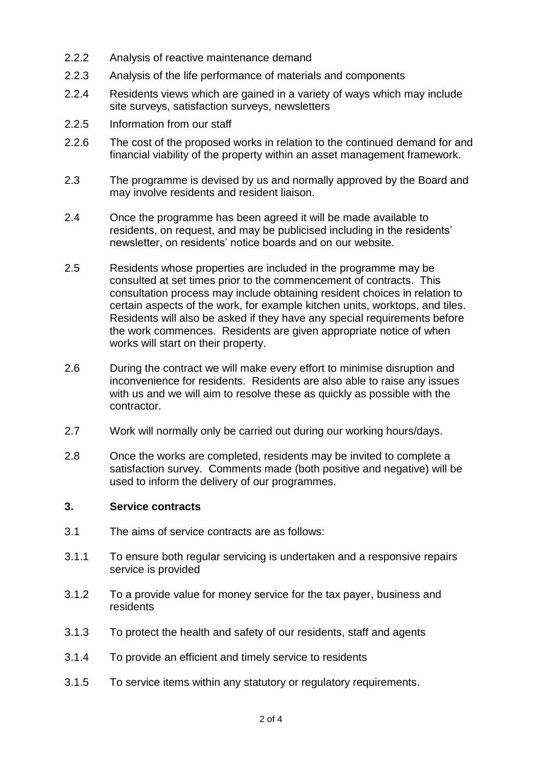2.2.2 Analysis of reactive maintenance demand

2.2.3 Analysis of the life performance of materials and components

2.2.4 Residents views which are gained in a variety of ways which may include site surveys, satisfaction surveys, newsletters

2.2.5 Information from our staff

2.2.6 The cost of the proposed works in relation to the continued demand for and financial viability of the property within an asset management framework.

2.3 The programme is devised by us and normally approved by the Board and may involve residents and resident liaison.

2.4 Once the programme has been agreed it will be made available to residents, on request, and may be publicised including in the residents' newsletter, on residents' notice boards and on our website.

2.5 Residents whose properties are included in the programme may be consulted at set times prior to the commencement of contracts. This consultation process may include obtaining resident choices in relation to certain aspects of the work, for example kitchen units, worktops, and tiles. Residents will also be asked if they have any special requirements before the work commences. Residents are given appropriate notice of when works will start on their property.

2.6 During the contract we will make every effort to minimise disruption and inconvenience for residents. Residents are also able to raise any issues with us and we will aim to resolve these as quickly as possible with the contractor.

2.7 Work will normally only be carried out during our working hours/days.

2.8 Once the works are completed, residents may be invited to complete a satisfaction survey. Comments made (both positive and negative) will be used to inform the delivery of our programmes.

## 3. Service contracts

3.1 The aims of service contracts are as follows:

3.1.1 To ensure both regular servicing is undertaken and a responsive repairs service is provided

3.1.2 To a provide value for money service for the tax payer, business and residents

3.1.3 To protect the health and safety of our residents, staff and agents

3.1.4 To provide an efficient and timely service to residents

3.1.5 To service items within any statutory or regulatory requirements.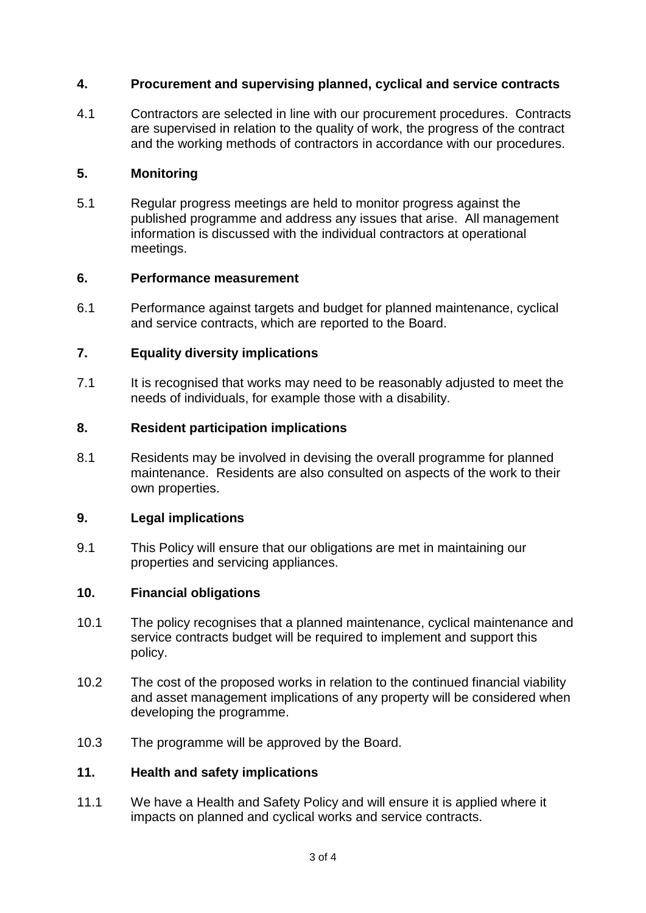## 4. Procurement and supervising planned, cyclical and service contracts

4.1 Contractors are selected in line with our procurement procedures. Contracts are supervised in relation to the quality of work, the progress of the contract and the working methods of contractors in accordance with our procedures.

## 5. Monitoring

5.1 Regular progress meetings are held to monitor progress against the published programme and address any issues that arise. All management information is discussed with the individual contractors at operational meetings.

## 6. Performance measurement

6.1 Performance against targets and budget for planned maintenance, cyclical and service contracts, which are reported to the Board.

## 7. Equality diversity implications

7.1 It is recognised that works may need to be reasonably adjusted to meet the needs of individuals, for example those with a disability.

## 8. Resident participation implications

8.1 Residents may be involved in devising the overall programme for planned maintenance. Residents are also consulted on aspects of the work to their own properties.

## 9. Legal implications

9.1 This Policy will ensure that our obligations are met in maintaining our properties and servicing appliances.

## 10. Financial obligations

10.1 The policy recognises that a planned maintenance, cyclical maintenance and service contracts budget will be required to implement and support this policy.

10.2 The cost of the proposed works in relation to the continued financial viability and asset management implications of any property will be considered when developing the programme.

10.3 The programme will be approved by the Board.

## 11. Health and safety implications

11.1 We have a Health and Safety Policy and will ensure it is applied where it impacts on planned and cyclical works and service contracts.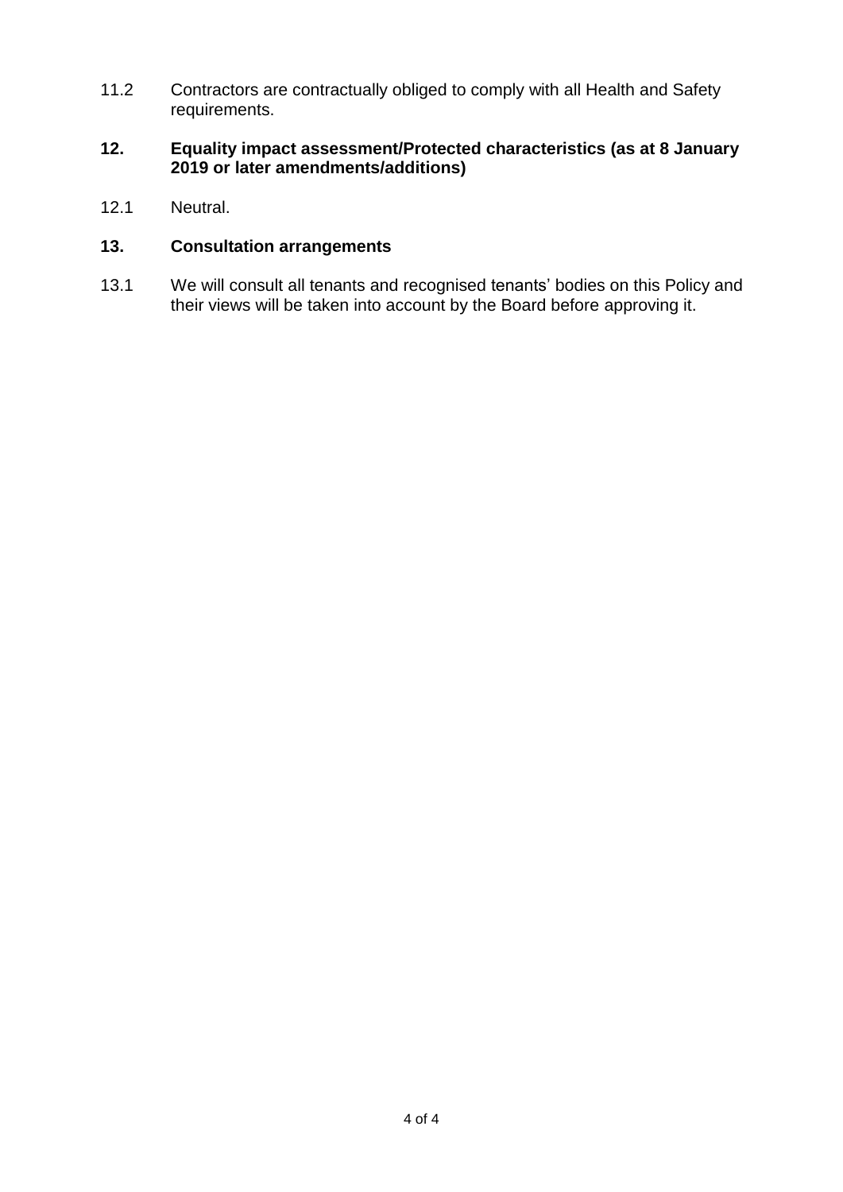11.2 Contractors are contractually obliged to comply with all Health and Safety requirements.

## 12. Equality impact assessment/Protected characteristics (as at 8 January 2019 or later amendments/additions)

12.1 Neutral.

## 13. Consultation arrangements

13.1 We will consult all tenants and recognised tenants' bodies on this Policy and their views will be taken into account by the Board before approving it.